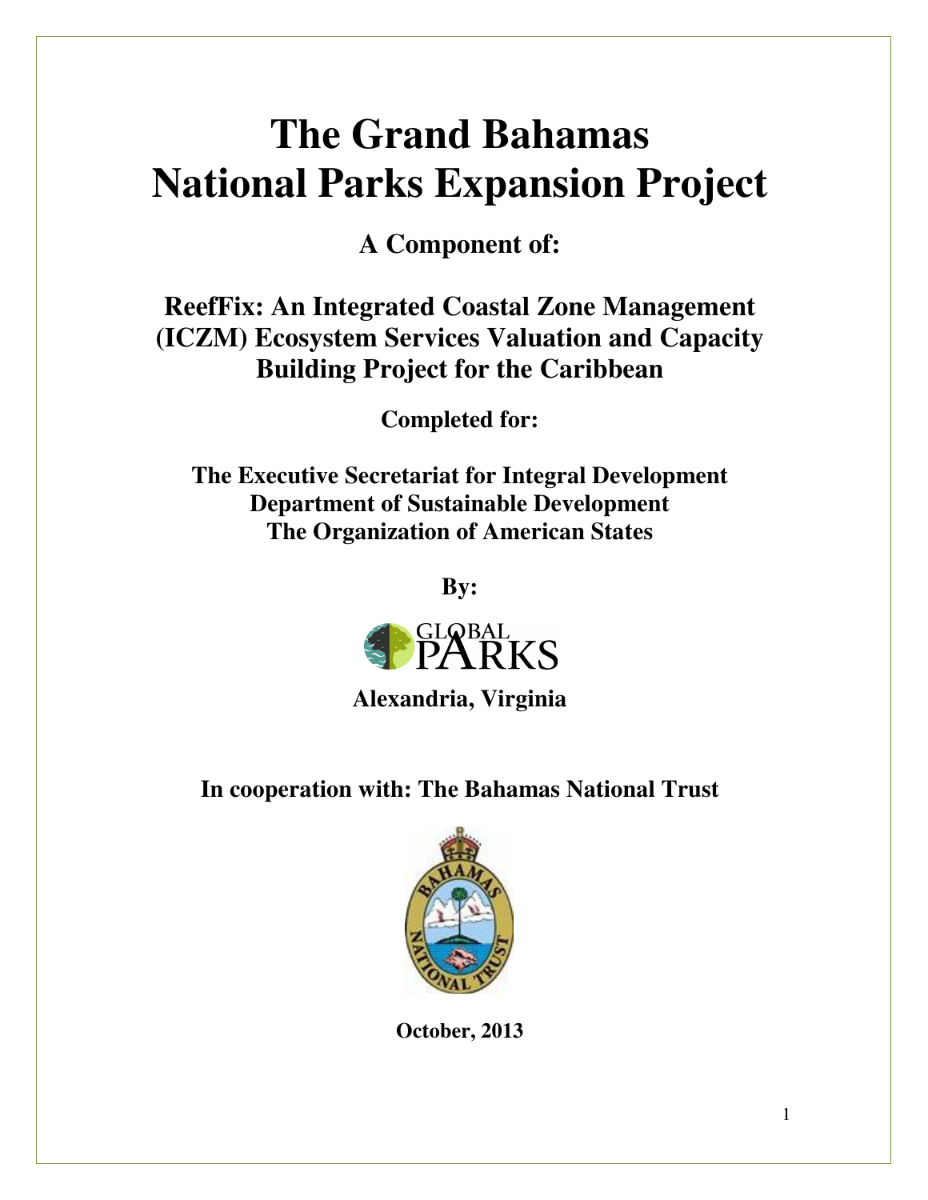# The Grand Bahamas National Parks Expansion Project

**A Component of:**

**ReefFix: An Integrated Coastal Zone Management (ICZM) Ecosystem Services Valuation and Capacity Building Project for the Caribbean**

**Completed for:**

**The Executive Secretariat for Integral Development**
**Department of Sustainable Development**
**The Organization of American States**

**By:**

GLOBAL PARKS

**Alexandria, Virginia**

**In cooperation with: The Bahamas National Trust**

**October, 2013**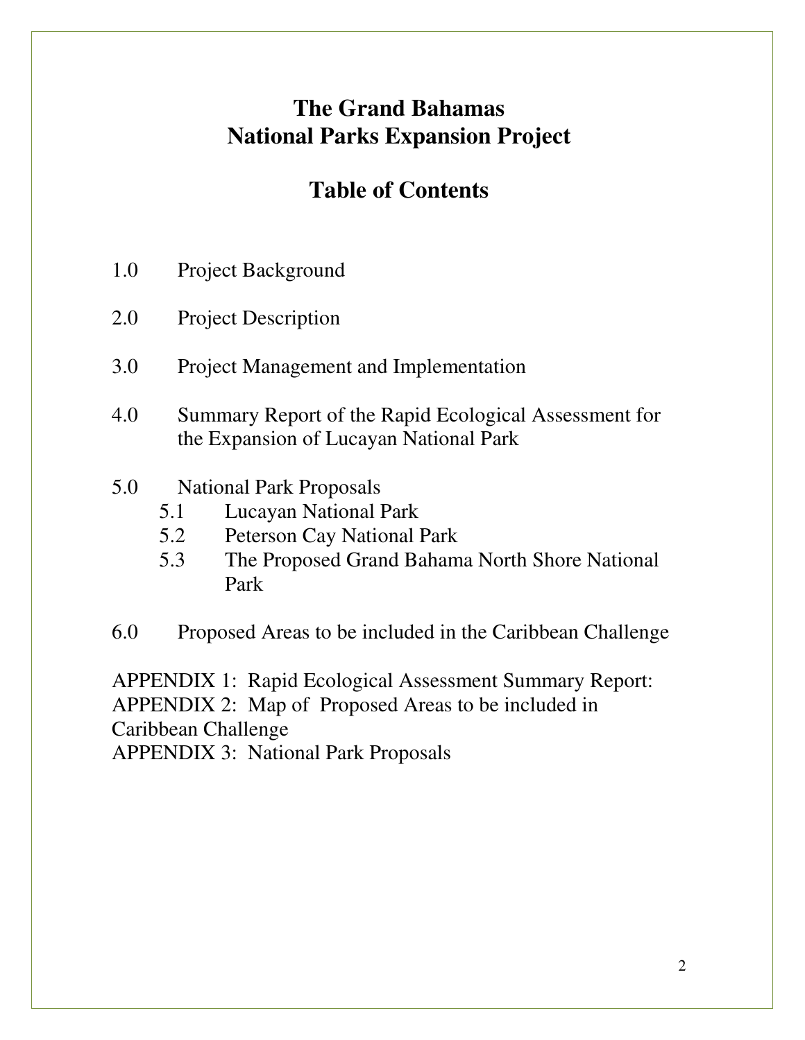# The Grand Bahamas National Parks Expansion Project

## Table of Contents

1.0 Project Background

2.0 Project Description

3.0 Project Management and Implementation

4.0 Summary Report of the Rapid Ecological Assessment for the Expansion of Lucayan National Park

5.0 National Park Proposals
- 5.1 Lucayan National Park
- 5.2 Peterson Cay National Park
- 5.3 The Proposed Grand Bahama North Shore National Park

6.0 Proposed Areas to be included in the Caribbean Challenge

APPENDIX 1: Rapid Ecological Assessment Summary Report:
APPENDIX 2: Map of Proposed Areas to be included in Caribbean Challenge
APPENDIX 3: National Park Proposals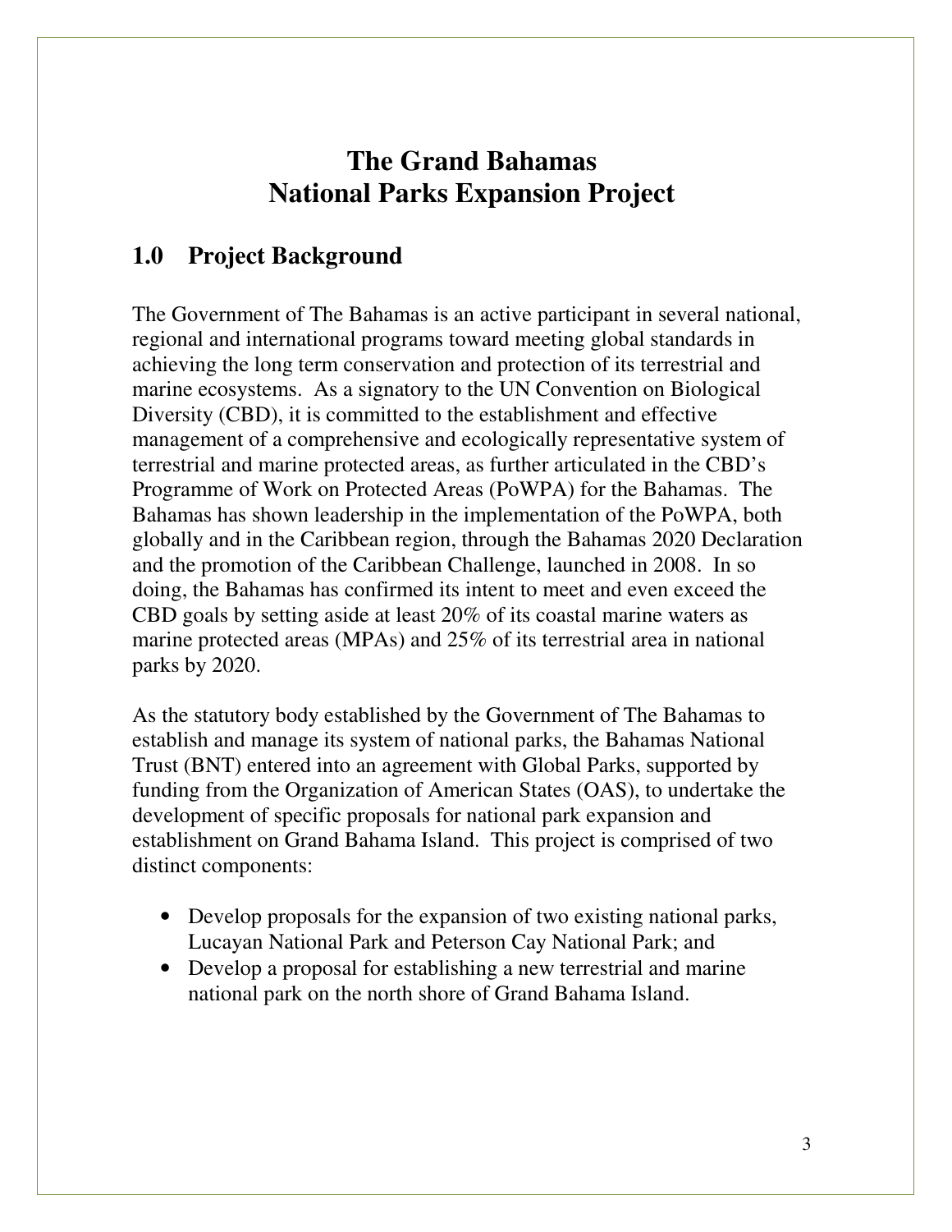# The Grand Bahamas National Parks Expansion Project

## 1.0 Project Background

The Government of The Bahamas is an active participant in several national, regional and international programs toward meeting global standards in achieving the long term conservation and protection of its terrestrial and marine ecosystems. As a signatory to the UN Convention on Biological Diversity (CBD), it is committed to the establishment and effective management of a comprehensive and ecologically representative system of terrestrial and marine protected areas, as further articulated in the CBD's Programme of Work on Protected Areas (PoWPA) for the Bahamas. The Bahamas has shown leadership in the implementation of the PoWPA, both globally and in the Caribbean region, through the Bahamas 2020 Declaration and the promotion of the Caribbean Challenge, launched in 2008. In so doing, the Bahamas has confirmed its intent to meet and even exceed the CBD goals by setting aside at least 20% of its coastal marine waters as marine protected areas (MPAs) and 25% of its terrestrial area in national parks by 2020.

As the statutory body established by the Government of The Bahamas to establish and manage its system of national parks, the Bahamas National Trust (BNT) entered into an agreement with Global Parks, supported by funding from the Organization of American States (OAS), to undertake the development of specific proposals for national park expansion and establishment on Grand Bahama Island. This project is comprised of two distinct components:

- Develop proposals for the expansion of two existing national parks, Lucayan National Park and Peterson Cay National Park; and
- Develop a proposal for establishing a new terrestrial and marine national park on the north shore of Grand Bahama Island.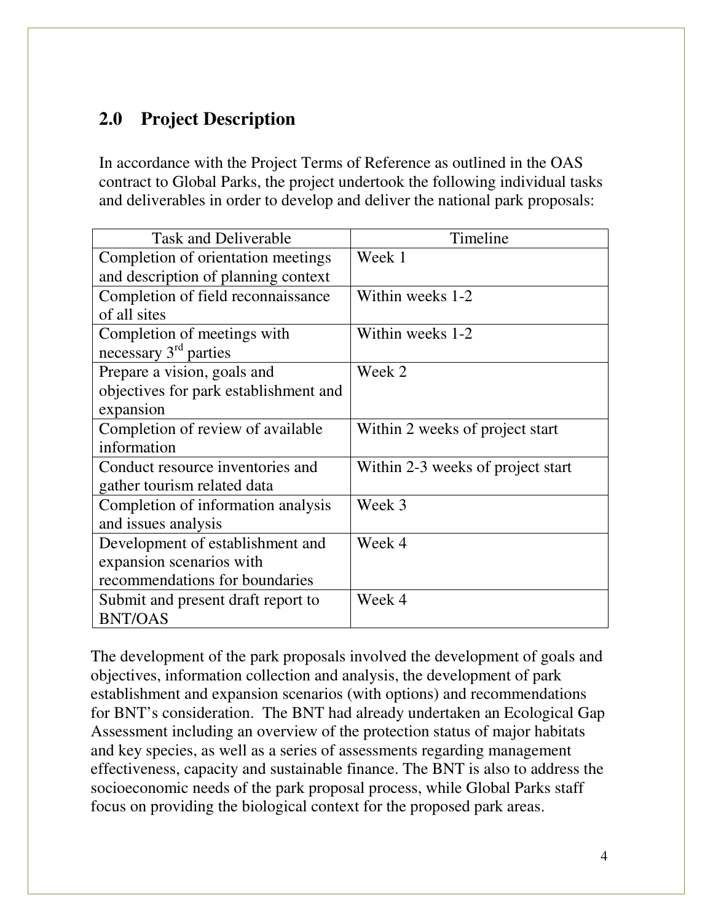## 2.0 Project Description

In accordance with the Project Terms of Reference as outlined in the OAS contract to Global Parks, the project undertook the following individual tasks and deliverables in order to develop and deliver the national park proposals:

| Task and Deliverable | Timeline |
|---|---|
| Completion of orientation meetings and description of planning context | Week 1 |
| Completion of field reconnaissance of all sites | Within weeks 1-2 |
| Completion of meetings with necessary 3rd parties | Within weeks 1-2 |
| Prepare a vision, goals and objectives for park establishment and expansion | Week 2 |
| Completion of review of available information | Within 2 weeks of project start |
| Conduct resource inventories and gather tourism related data | Within 2-3 weeks of project start |
| Completion of information analysis and issues analysis | Week 3 |
| Development of establishment and expansion scenarios with recommendations for boundaries | Week 4 |
| Submit and present draft report to BNT/OAS | Week 4 |

The development of the park proposals involved the development of goals and objectives, information collection and analysis, the development of park establishment and expansion scenarios (with options) and recommendations for BNT's consideration. The BNT had already undertaken an Ecological Gap Assessment including an overview of the protection status of major habitats and key species, as well as a series of assessments regarding management effectiveness, capacity and sustainable finance. The BNT is also to address the socioeconomic needs of the park proposal process, while Global Parks staff focus on providing the biological context for the proposed park areas.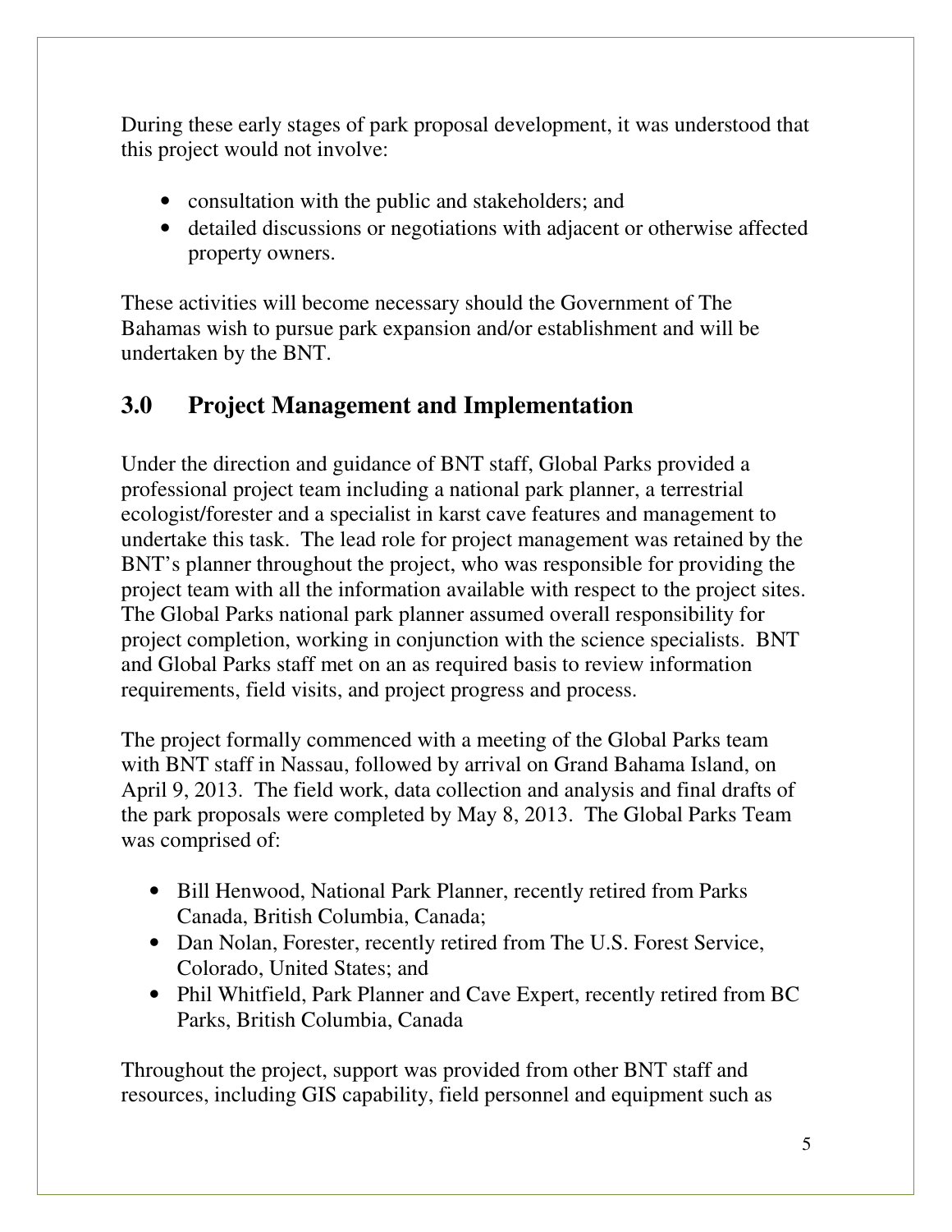During these early stages of park proposal development, it was understood that this project would not involve:

- consultation with the public and stakeholders; and
- detailed discussions or negotiations with adjacent or otherwise affected property owners.

These activities will become necessary should the Government of The Bahamas wish to pursue park expansion and/or establishment and will be undertaken by the BNT.

## 3.0 Project Management and Implementation

Under the direction and guidance of BNT staff, Global Parks provided a professional project team including a national park planner, a terrestrial ecologist/forester and a specialist in karst cave features and management to undertake this task. The lead role for project management was retained by the BNT's planner throughout the project, who was responsible for providing the project team with all the information available with respect to the project sites. The Global Parks national park planner assumed overall responsibility for project completion, working in conjunction with the science specialists. BNT and Global Parks staff met on an as required basis to review information requirements, field visits, and project progress and process.

The project formally commenced with a meeting of the Global Parks team with BNT staff in Nassau, followed by arrival on Grand Bahama Island, on April 9, 2013. The field work, data collection and analysis and final drafts of the park proposals were completed by May 8, 2013. The Global Parks Team was comprised of:

- Bill Henwood, National Park Planner, recently retired from Parks Canada, British Columbia, Canada;
- Dan Nolan, Forester, recently retired from The U.S. Forest Service, Colorado, United States; and
- Phil Whitfield, Park Planner and Cave Expert, recently retired from BC Parks, British Columbia, Canada

Throughout the project, support was provided from other BNT staff and resources, including GIS capability, field personnel and equipment such as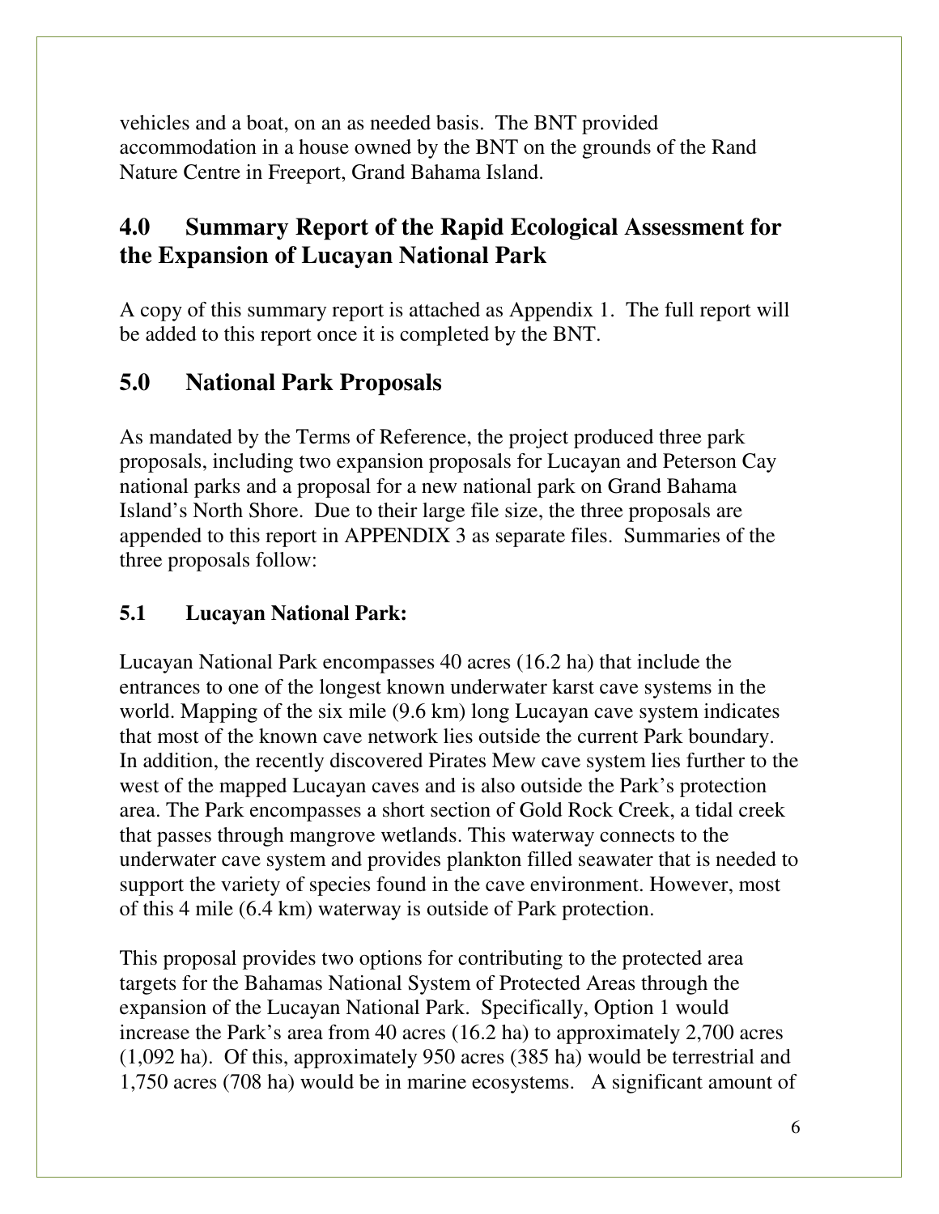vehicles and a boat, on an as needed basis. The BNT provided accommodation in a house owned by the BNT on the grounds of the Rand Nature Centre in Freeport, Grand Bahama Island.

## 4.0 Summary Report of the Rapid Ecological Assessment for the Expansion of Lucayan National Park

A copy of this summary report is attached as Appendix 1. The full report will be added to this report once it is completed by the BNT.

## 5.0 National Park Proposals

As mandated by the Terms of Reference, the project produced three park proposals, including two expansion proposals for Lucayan and Peterson Cay national parks and a proposal for a new national park on Grand Bahama Island's North Shore. Due to their large file size, the three proposals are appended to this report in APPENDIX 3 as separate files. Summaries of the three proposals follow:

### 5.1 Lucayan National Park:

Lucayan National Park encompasses 40 acres (16.2 ha) that include the entrances to one of the longest known underwater karst cave systems in the world. Mapping of the six mile (9.6 km) long Lucayan cave system indicates that most of the known cave network lies outside the current Park boundary. In addition, the recently discovered Pirates Mew cave system lies further to the west of the mapped Lucayan caves and is also outside the Park's protection area. The Park encompasses a short section of Gold Rock Creek, a tidal creek that passes through mangrove wetlands. This waterway connects to the underwater cave system and provides plankton filled seawater that is needed to support the variety of species found in the cave environment. However, most of this 4 mile (6.4 km) waterway is outside of Park protection.

This proposal provides two options for contributing to the protected area targets for the Bahamas National System of Protected Areas through the expansion of the Lucayan National Park. Specifically, Option 1 would increase the Park's area from 40 acres (16.2 ha) to approximately 2,700 acres (1,092 ha). Of this, approximately 950 acres (385 ha) would be terrestrial and 1,750 acres (708 ha) would be in marine ecosystems. A significant amount of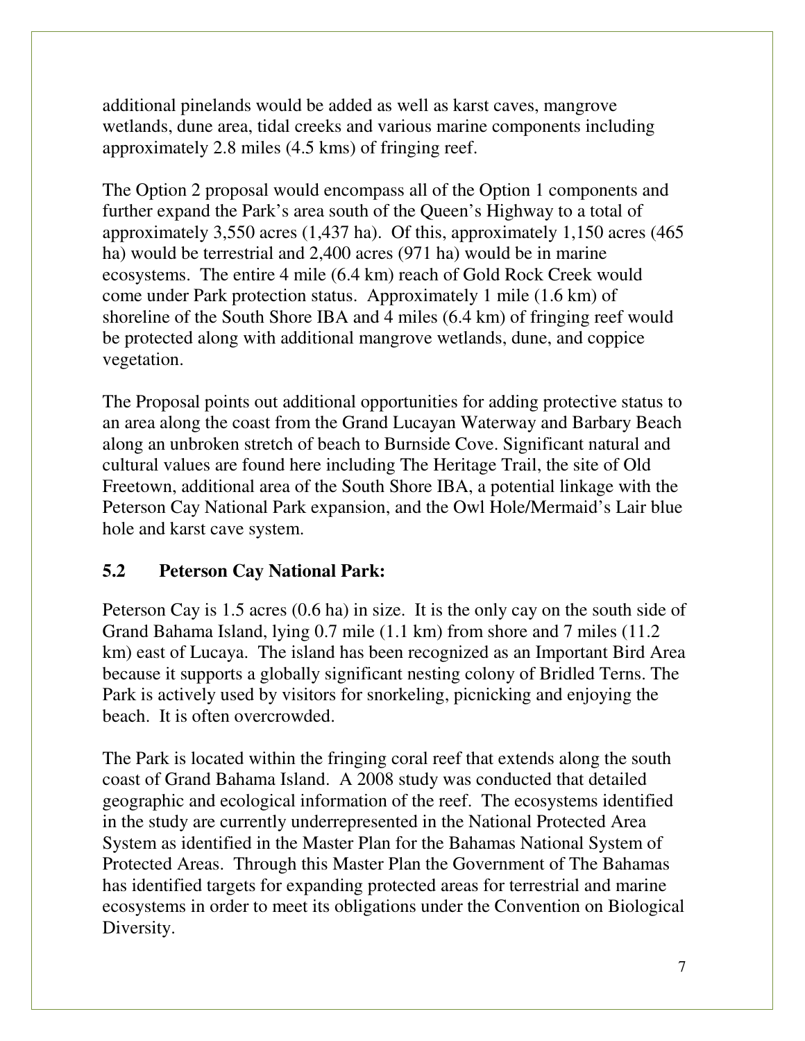additional pinelands would be added as well as karst caves, mangrove wetlands, dune area, tidal creeks and various marine components including approximately 2.8 miles (4.5 kms) of fringing reef.

The Option 2 proposal would encompass all of the Option 1 components and further expand the Park's area south of the Queen's Highway to a total of approximately 3,550 acres (1,437 ha). Of this, approximately 1,150 acres (465 ha) would be terrestrial and 2,400 acres (971 ha) would be in marine ecosystems. The entire 4 mile (6.4 km) reach of Gold Rock Creek would come under Park protection status. Approximately 1 mile (1.6 km) of shoreline of the South Shore IBA and 4 miles (6.4 km) of fringing reef would be protected along with additional mangrove wetlands, dune, and coppice vegetation.

The Proposal points out additional opportunities for adding protective status to an area along the coast from the Grand Lucayan Waterway and Barbary Beach along an unbroken stretch of beach to Burnside Cove. Significant natural and cultural values are found here including The Heritage Trail, the site of Old Freetown, additional area of the South Shore IBA, a potential linkage with the Peterson Cay National Park expansion, and the Owl Hole/Mermaid's Lair blue hole and karst cave system.

## 5.2 Peterson Cay National Park:

Peterson Cay is 1.5 acres (0.6 ha) in size. It is the only cay on the south side of Grand Bahama Island, lying 0.7 mile (1.1 km) from shore and 7 miles (11.2 km) east of Lucaya. The island has been recognized as an Important Bird Area because it supports a globally significant nesting colony of Bridled Terns. The Park is actively used by visitors for snorkeling, picnicking and enjoying the beach. It is often overcrowded.

The Park is located within the fringing coral reef that extends along the south coast of Grand Bahama Island. A 2008 study was conducted that detailed geographic and ecological information of the reef. The ecosystems identified in the study are currently underrepresented in the National Protected Area System as identified in the Master Plan for the Bahamas National System of Protected Areas. Through this Master Plan the Government of The Bahamas has identified targets for expanding protected areas for terrestrial and marine ecosystems in order to meet its obligations under the Convention on Biological Diversity.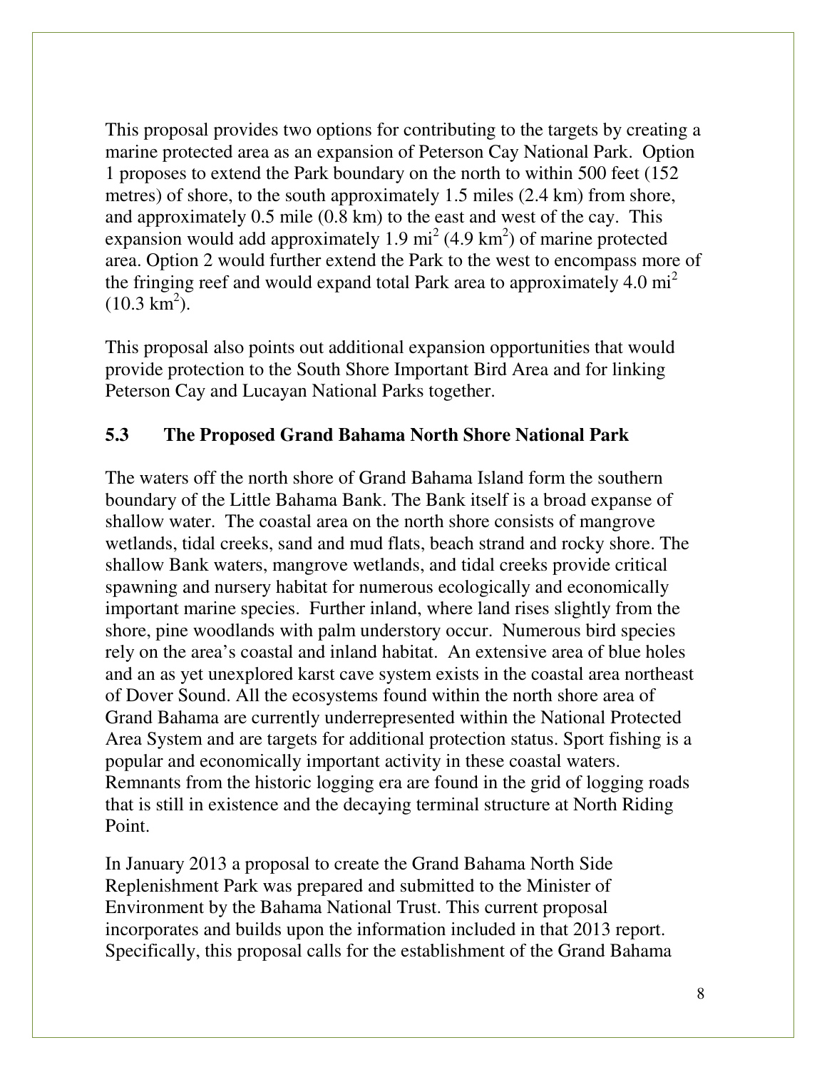This proposal provides two options for contributing to the targets by creating a marine protected area as an expansion of Peterson Cay National Park. Option 1 proposes to extend the Park boundary on the north to within 500 feet (152 metres) of shore, to the south approximately 1.5 miles (2.4 km) from shore, and approximately 0.5 mile (0.8 km) to the east and west of the cay. This expansion would add approximately 1.9 $mi^2$ (4.9 $km^2$) of marine protected area. Option 2 would further extend the Park to the west to encompass more of the fringing reef and would expand total Park area to approximately 4.0 $mi^2$ (10.3 $km^2$).

This proposal also points out additional expansion opportunities that would provide protection to the South Shore Important Bird Area and for linking Peterson Cay and Lucayan National Parks together.

### 5.3 The Proposed Grand Bahama North Shore National Park

The waters off the north shore of Grand Bahama Island form the southern boundary of the Little Bahama Bank. The Bank itself is a broad expanse of shallow water. The coastal area on the north shore consists of mangrove wetlands, tidal creeks, sand and mud flats, beach strand and rocky shore. The shallow Bank waters, mangrove wetlands, and tidal creeks provide critical spawning and nursery habitat for numerous ecologically and economically important marine species. Further inland, where land rises slightly from the shore, pine woodlands with palm understory occur. Numerous bird species rely on the area's coastal and inland habitat. An extensive area of blue holes and an as yet unexplored karst cave system exists in the coastal area northeast of Dover Sound. All the ecosystems found within the north shore area of Grand Bahama are currently underrepresented within the National Protected Area System and are targets for additional protection status. Sport fishing is a popular and economically important activity in these coastal waters. Remnants from the historic logging era are found in the grid of logging roads that is still in existence and the decaying terminal structure at North Riding Point.

In January 2013 a proposal to create the Grand Bahama North Side Replenishment Park was prepared and submitted to the Minister of Environment by the Bahama National Trust. This current proposal incorporates and builds upon the information included in that 2013 report. Specifically, this proposal calls for the establishment of the Grand Bahama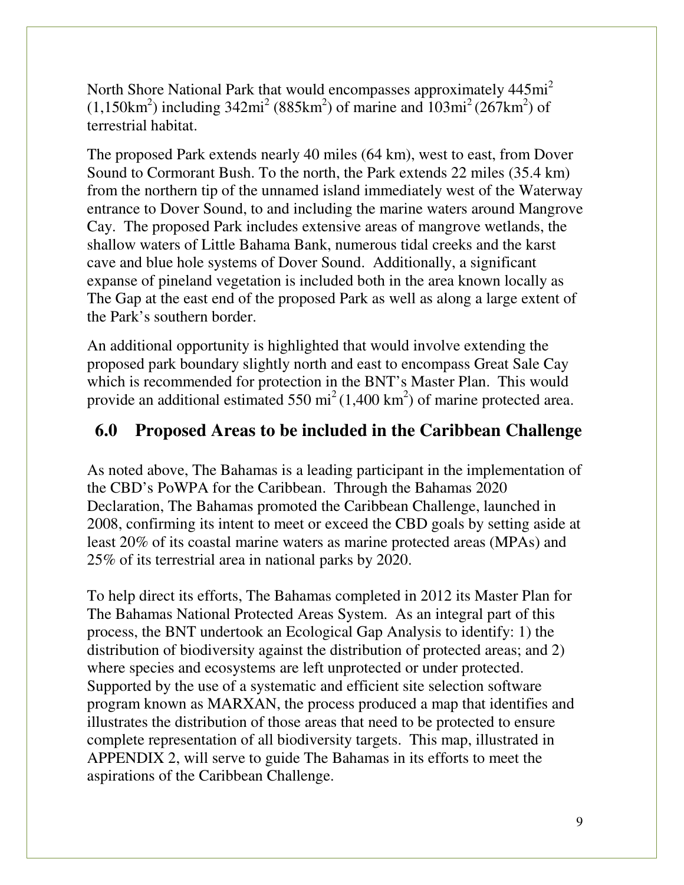North Shore National Park that would encompasses approximately 445mi$^2$ (1,150km$^2$) including 342mi$^2$ (885km$^2$) of marine and 103mi$^2$ (267km$^2$) of terrestrial habitat.

The proposed Park extends nearly 40 miles (64 km), west to east, from Dover Sound to Cormorant Bush. To the north, the Park extends 22 miles (35.4 km) from the northern tip of the unnamed island immediately west of the Waterway entrance to Dover Sound, to and including the marine waters around Mangrove Cay. The proposed Park includes extensive areas of mangrove wetlands, the shallow waters of Little Bahama Bank, numerous tidal creeks and the karst cave and blue hole systems of Dover Sound. Additionally, a significant expanse of pineland vegetation is included both in the area known locally as The Gap at the east end of the proposed Park as well as along a large extent of the Park's southern border.

An additional opportunity is highlighted that would involve extending the proposed park boundary slightly north and east to encompass Great Sale Cay which is recommended for protection in the BNT's Master Plan. This would provide an additional estimated 550 mi$^2$ (1,400 km$^2$) of marine protected area.

## 6.0 Proposed Areas to be included in the Caribbean Challenge

As noted above, The Bahamas is a leading participant in the implementation of the CBD's PoWPA for the Caribbean. Through the Bahamas 2020 Declaration, The Bahamas promoted the Caribbean Challenge, launched in 2008, confirming its intent to meet or exceed the CBD goals by setting aside at least 20% of its coastal marine waters as marine protected areas (MPAs) and 25% of its terrestrial area in national parks by 2020.

To help direct its efforts, The Bahamas completed in 2012 its Master Plan for The Bahamas National Protected Areas System. As an integral part of this process, the BNT undertook an Ecological Gap Analysis to identify: 1) the distribution of biodiversity against the distribution of protected areas; and 2) where species and ecosystems are left unprotected or under protected. Supported by the use of a systematic and efficient site selection software program known as MARXAN, the process produced a map that identifies and illustrates the distribution of those areas that need to be protected to ensure complete representation of all biodiversity targets. This map, illustrated in APPENDIX 2, will serve to guide The Bahamas in its efforts to meet the aspirations of the Caribbean Challenge.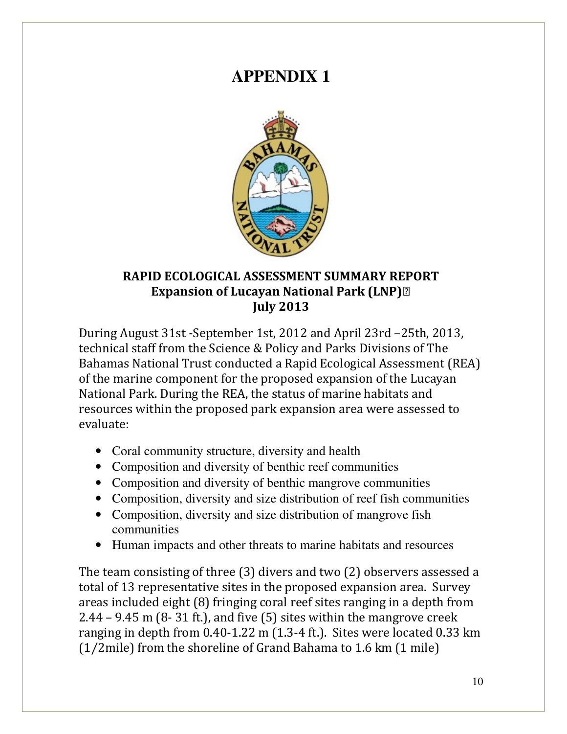# APPENDIX 1

**RAPID ECOLOGICAL ASSESSMENT SUMMARY REPORT**
**Expansion of Lucayan National Park (LNP)**
**July 2013**

During August 31st -September 1st, 2012 and April 23rd –25th, 2013, technical staff from the Science & Policy and Parks Divisions of The Bahamas National Trust conducted a Rapid Ecological Assessment (REA) of the marine component for the proposed expansion of the Lucayan National Park. During the REA, the status of marine habitats and resources within the proposed park expansion area were assessed to evaluate:

- Coral community structure, diversity and health
- Composition and diversity of benthic reef communities
- Composition and diversity of benthic mangrove communities
- Composition, diversity and size distribution of reef fish communities
- Composition, diversity and size distribution of mangrove fish communities
- Human impacts and other threats to marine habitats and resources

The team consisting of three (3) divers and two (2) observers assessed a total of 13 representative sites in the proposed expansion area. Survey areas included eight (8) fringing coral reef sites ranging in a depth from 2.44 – 9.45 m (8- 31 ft.), and five (5) sites within the mangrove creek ranging in depth from 0.40-1.22 m (1.3-4 ft.). Sites were located 0.33 km (1/2mile) from the shoreline of Grand Bahama to 1.6 km (1 mile)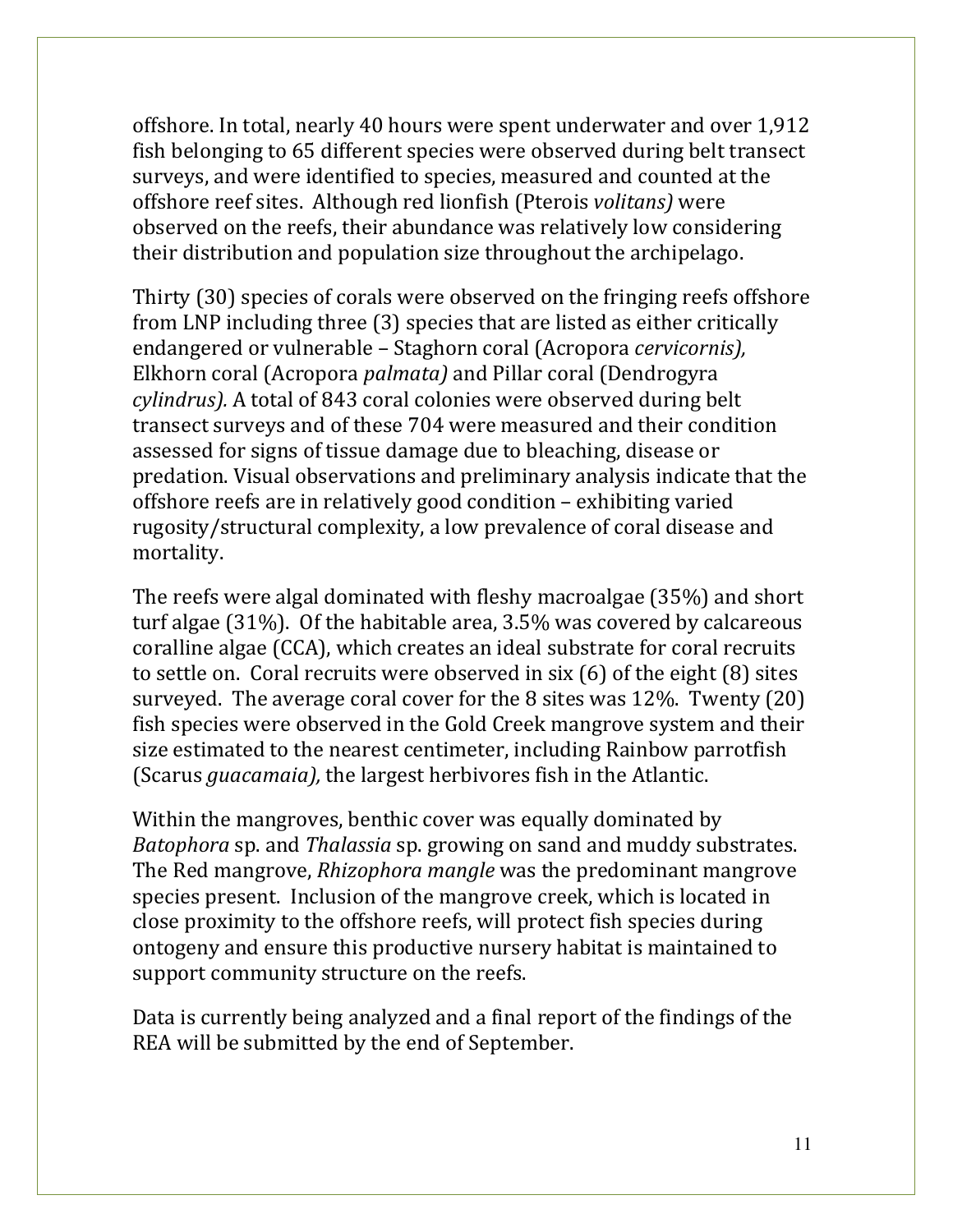offshore. In total, nearly 40 hours were spent underwater and over 1,912 fish belonging to 65 different species were observed during belt transect surveys, and were identified to species, measured and counted at the offshore reef sites. Although red lionfish (Pterois *volitans)* were observed on the reefs, their abundance was relatively low considering their distribution and population size throughout the archipelago.

Thirty (30) species of corals were observed on the fringing reefs offshore from LNP including three (3) species that are listed as either critically endangered or vulnerable – Staghorn coral (Acropora *cervicornis),* Elkhorn coral (Acropora *palmata)* and Pillar coral (Dendrogyra *cylindrus).* A total of 843 coral colonies were observed during belt transect surveys and of these 704 were measured and their condition assessed for signs of tissue damage due to bleaching, disease or predation. Visual observations and preliminary analysis indicate that the offshore reefs are in relatively good condition – exhibiting varied rugosity/structural complexity, a low prevalence of coral disease and mortality.

The reefs were algal dominated with fleshy macroalgae (35%) and short turf algae (31%). Of the habitable area, 3.5% was covered by calcareous coralline algae (CCA), which creates an ideal substrate for coral recruits to settle on. Coral recruits were observed in six (6) of the eight (8) sites surveyed. The average coral cover for the 8 sites was 12%. Twenty (20) fish species were observed in the Gold Creek mangrove system and their size estimated to the nearest centimeter, including Rainbow parrotfish (Scarus *guacamaia),* the largest herbivores fish in the Atlantic.

Within the mangroves, benthic cover was equally dominated by *Batophora* sp. and *Thalassia* sp. growing on sand and muddy substrates. The Red mangrove, *Rhizophora mangle* was the predominant mangrove species present. Inclusion of the mangrove creek, which is located in close proximity to the offshore reefs, will protect fish species during ontogeny and ensure this productive nursery habitat is maintained to support community structure on the reefs.

Data is currently being analyzed and a final report of the findings of the REA will be submitted by the end of September.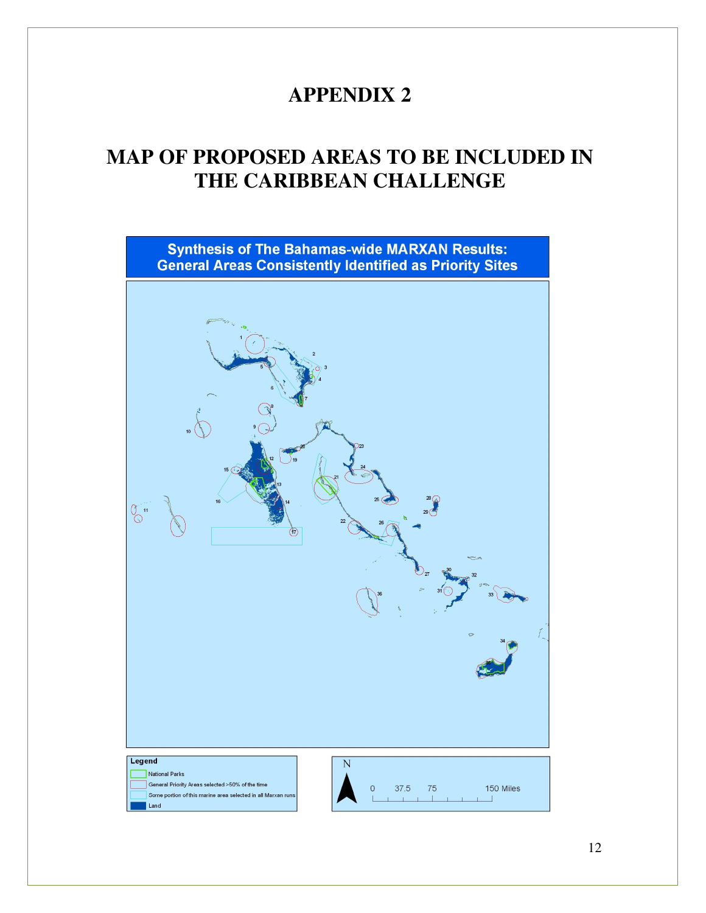# APPENDIX 2

# MAP OF PROPOSED AREAS TO BE INCLUDED IN THE CARIBBEAN CHALLENGE

Synthesis of The Bahamas-wide MARXAN Results:
General Areas Consistently Identified as Priority Sites

1 2 3 4 5 6 7 8 9 10 11 12 13 14 15 16 17 19 20 21 22 23 24 25 26 27 28 29 30 31 32 33 34 35 36

Legend
National Parks
General Priority Areas selected >50% of the time
Some portion of this marine area selected in all Marxan runs
Land

N
0 37.5 75 150 Miles